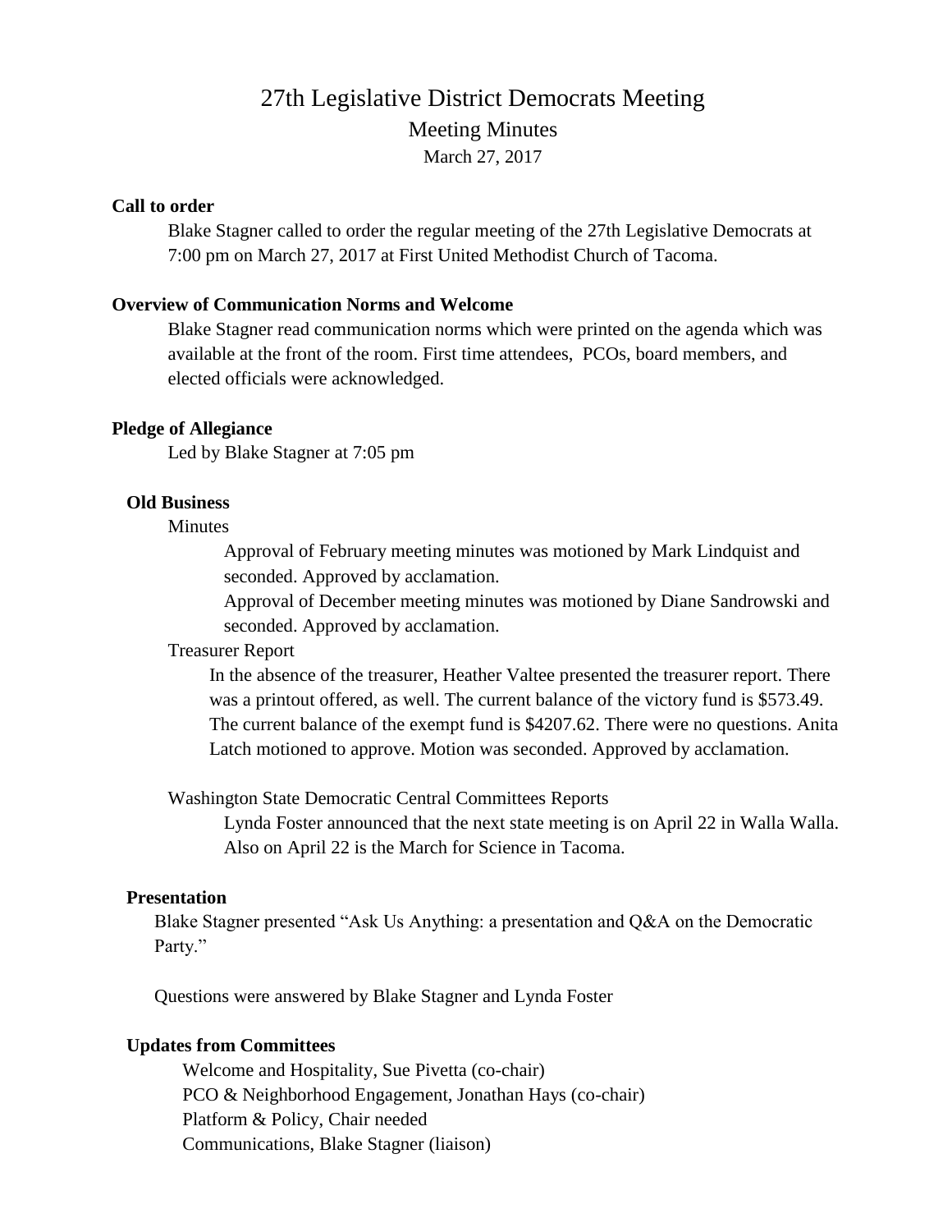# 27th Legislative District Democrats Meeting

## Meeting Minutes

March 27, 2017

**Call to order**

Blake Stagner called to order the regular meeting of the 27th Legislative Democrats at 7:00 pm on March 27, 2017 at First United Methodist Church of Tacoma.

**Overview of Communication Norms and Welcome**

Blake Stagner read communication norms which were printed on the agenda which was available at the front of the room. First time attendees, PCOs, board members, and elected officials were acknowledged.

**Pledge of Allegiance**

Led by Blake Stagner at 7:05 pm

**Old Business**

Minutes

Approval of February meeting minutes was motioned by Mark Lindquist and seconded. Approved by acclamation.

Approval of December meeting minutes was motioned by Diane Sandrowski and seconded. Approved by acclamation.

Treasurer Report

In the absence of the treasurer, Heather Valtee presented the treasurer report. There was a printout offered, as well. The current balance of the victory fund is $573.49. The current balance of the exempt fund is $4207.62. There were no questions. Anita Latch motioned to approve. Motion was seconded. Approved by acclamation.

Washington State Democratic Central Committees Reports

Lynda Foster announced that the next state meeting is on April 22 in Walla Walla. Also on April 22 is the March for Science in Tacoma.

**Presentation**

Blake Stagner presented "Ask Us Anything: a presentation and Q&A on the Democratic Party."

Questions were answered by Blake Stagner and Lynda Foster

**Updates from Committees**

Welcome and Hospitality, Sue Pivetta (co-chair)
PCO & Neighborhood Engagement, Jonathan Hays (co-chair)
Platform & Policy, Chair needed
Communications, Blake Stagner (liaison)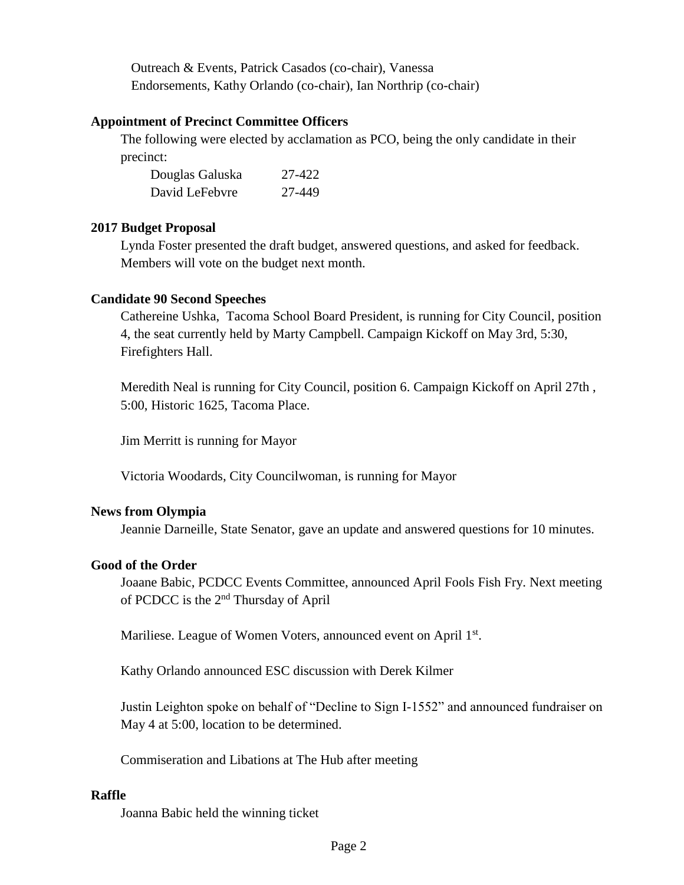Outreach & Events, Patrick Casados (co-chair), Vanessa
Endorsements, Kathy Orlando (co-chair), Ian Northrip (co-chair)

**Appointment of Precinct Committee Officers**

The following were elected by acclamation as PCO, being the only candidate in their precinct:

| | |
|---|---|
| Douglas Galuska | 27-422 |
| David LeFebvre | 27-449 |

**2017 Budget Proposal**

Lynda Foster presented the draft budget, answered questions, and asked for feedback. Members will vote on the budget next month.

**Candidate 90 Second Speeches**

Cathereine Ushka, Tacoma School Board President, is running for City Council, position 4, the seat currently held by Marty Campbell. Campaign Kickoff on May 3rd, 5:30, Firefighters Hall.

Meredith Neal is running for City Council, position 6. Campaign Kickoff on April 27th , 5:00, Historic 1625, Tacoma Place.

Jim Merritt is running for Mayor

Victoria Woodards, City Councilwoman, is running for Mayor

**News from Olympia**

Jeannie Darneille, State Senator, gave an update and answered questions for 10 minutes.

**Good of the Order**

Joaane Babic, PCDCC Events Committee, announced April Fools Fish Fry. Next meeting of PCDCC is the 2nd Thursday of April

Mariliese. League of Women Voters, announced event on April 1st.

Kathy Orlando announced ESC discussion with Derek Kilmer

Justin Leighton spoke on behalf of "Decline to Sign I-1552" and announced fundraiser on May 4 at 5:00, location to be determined.

Commiseration and Libations at The Hub after meeting

**Raffle**

Joanna Babic held the winning ticket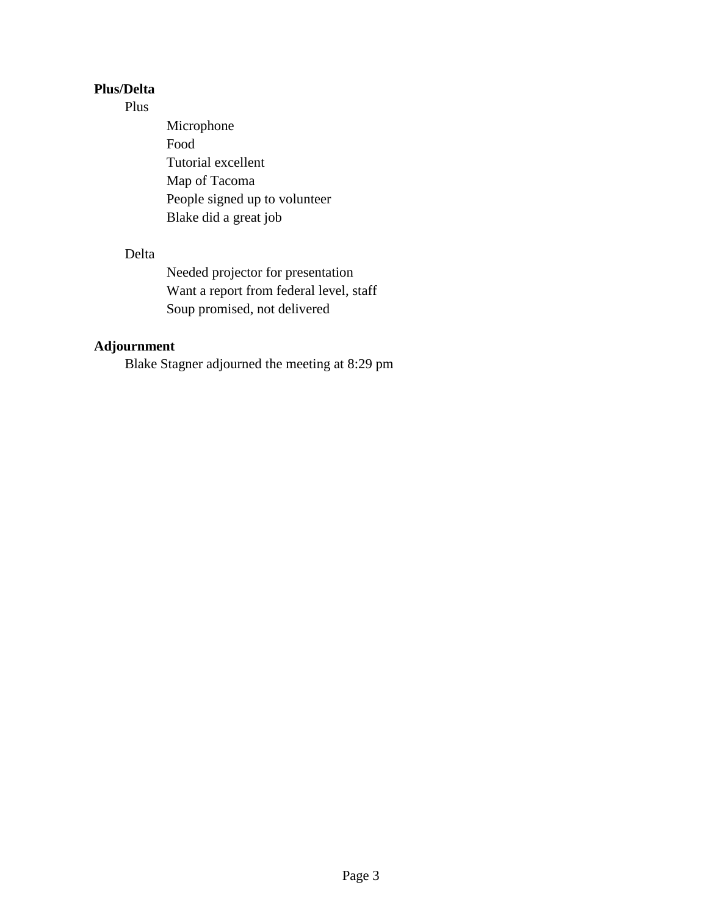**Plus/Delta**

Plus

- Microphone
- Food
- Tutorial excellent
- Map of Tacoma
- People signed up to volunteer
- Blake did a great job

Delta

- Needed projector for presentation
- Want a report from federal level, staff
- Soup promised, not delivered

**Adjournment**

Blake Stagner adjourned the meeting at 8:29 pm